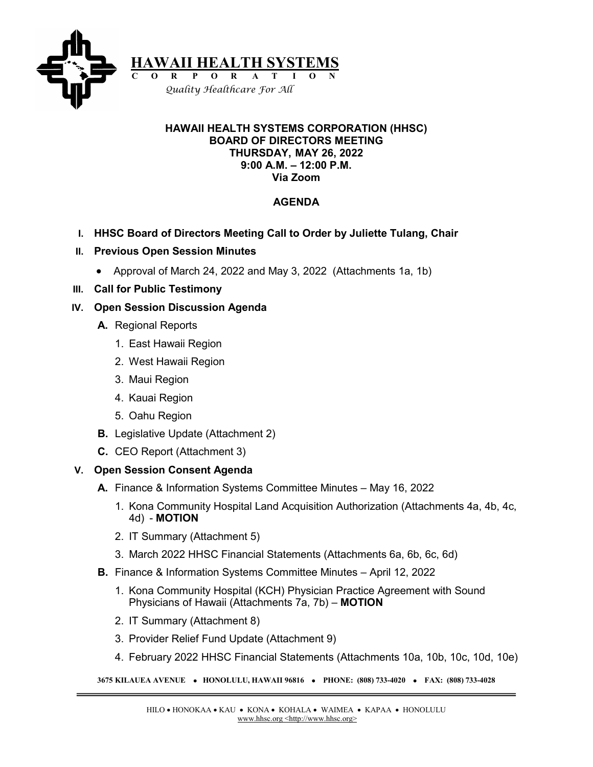**HAWAII HEALTH SYSTEMS**
**C O R P O R A T I O N**
*Quality Healthcare For All*

# HAWAII HEALTH SYSTEMS CORPORATION (HHSC)
## BOARD OF DIRECTORS MEETING
## THURSDAY, MAY 26, 2022
## 9:00 A.M. – 12:00 P.M.
## Via Zoom

## AGENDA

**I. HHSC Board of Directors Meeting Call to Order by Juliette Tulang, Chair**

**II. Previous Open Session Minutes**

- Approval of March 24, 2022 and May 3, 2022 (Attachments 1a, 1b)

**III. Call for Public Testimony**

**IV. Open Session Discussion Agenda**

**A.** Regional Reports

1. East Hawaii Region
2. West Hawaii Region
3. Maui Region
4. Kauai Region
5. Oahu Region

**B.** Legislative Update (Attachment 2)

**C.** CEO Report (Attachment 3)

**V. Open Session Consent Agenda**

**A.** Finance & Information Systems Committee Minutes – May 16, 2022

1. Kona Community Hospital Land Acquisition Authorization (Attachments 4a, 4b, 4c, 4d) - **MOTION**
2. IT Summary (Attachment 5)
3. March 2022 HHSC Financial Statements (Attachments 6a, 6b, 6c, 6d)

**B.** Finance & Information Systems Committee Minutes – April 12, 2022

1. Kona Community Hospital (KCH) Physician Practice Agreement with Sound Physicians of Hawaii (Attachments 7a, 7b) – **MOTION**
2. IT Summary (Attachment 8)
3. Provider Relief Fund Update (Attachment 9)
4. February 2022 HHSC Financial Statements (Attachments 10a, 10b, 10c, 10d, 10e)

3675 KILAUEA AVENUE • HONOLULU, HAWAII 96816 • PHONE: (808) 733-4020 • FAX: (808) 733-4028

HILO • HONOKAA • KAU • KONA • KOHALA • WAIMEA • KAPAA • HONOLULU
www.hhsc.org <http://www.hhsc.org>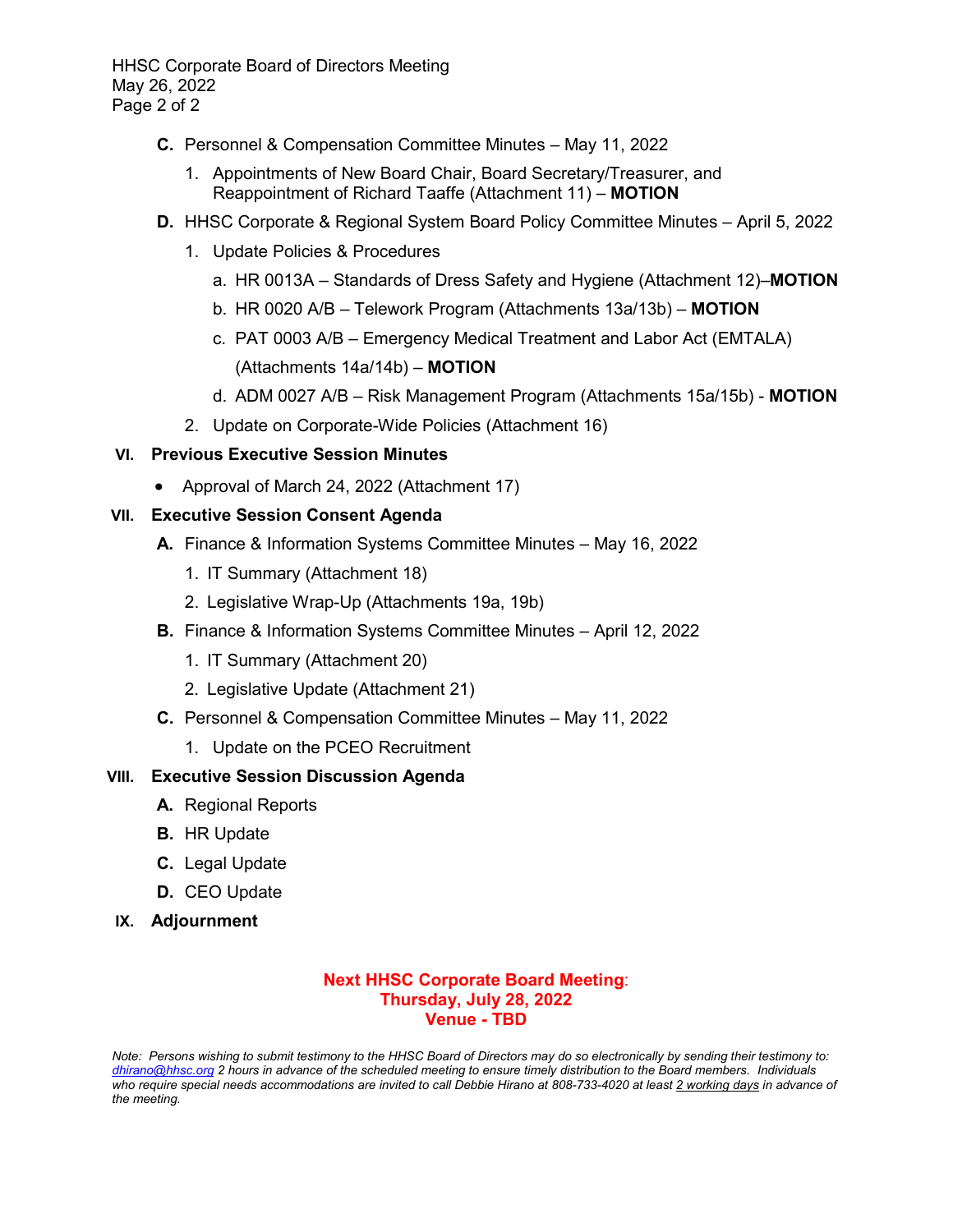- **C.** Personnel & Compensation Committee Minutes – May 11, 2022
  1. Appointments of New Board Chair, Board Secretary/Treasurer, and Reappointment of Richard Taaffe (Attachment 11) – **MOTION**
- **D.** HHSC Corporate & Regional System Board Policy Committee Minutes – April 5, 2022
  1. Update Policies & Procedures
     - a. HR 0013A – Standards of Dress Safety and Hygiene (Attachment 12)–**MOTION**
     - b. HR 0020 A/B – Telework Program (Attachments 13a/13b) – **MOTION**
     - c. PAT 0003 A/B – Emergency Medical Treatment and Labor Act (EMTALA) (Attachments 14a/14b) – **MOTION**
     - d. ADM 0027 A/B – Risk Management Program (Attachments 15a/15b) - **MOTION**
  2. Update on Corporate-Wide Policies (Attachment 16)

## VI. Previous Executive Session Minutes

- Approval of March 24, 2022 (Attachment 17)

## VII. Executive Session Consent Agenda

- **A.** Finance & Information Systems Committee Minutes – May 16, 2022
  1. IT Summary (Attachment 18)
  2. Legislative Wrap-Up (Attachments 19a, 19b)
- **B.** Finance & Information Systems Committee Minutes – April 12, 2022
  1. IT Summary (Attachment 20)
  2. Legislative Update (Attachment 21)
- **C.** Personnel & Compensation Committee Minutes – May 11, 2022
  1. Update on the PCEO Recruitment

## VIII. Executive Session Discussion Agenda

- **A.** Regional Reports
- **B.** HR Update
- **C.** Legal Update
- **D.** CEO Update

## IX. Adjournment

**Next HHSC Corporate Board Meeting:**
**Thursday, July 28, 2022**
**Venue - TBD**

*Note: Persons wishing to submit testimony to the HHSC Board of Directors may do so electronically by sending their testimony to: dhirano@hhsc.org 2 hours in advance of the scheduled meeting to ensure timely distribution to the Board members. Individuals who require special needs accommodations are invited to call Debbie Hirano at 808-733-4020 at least 2 working days in advance of the meeting.*